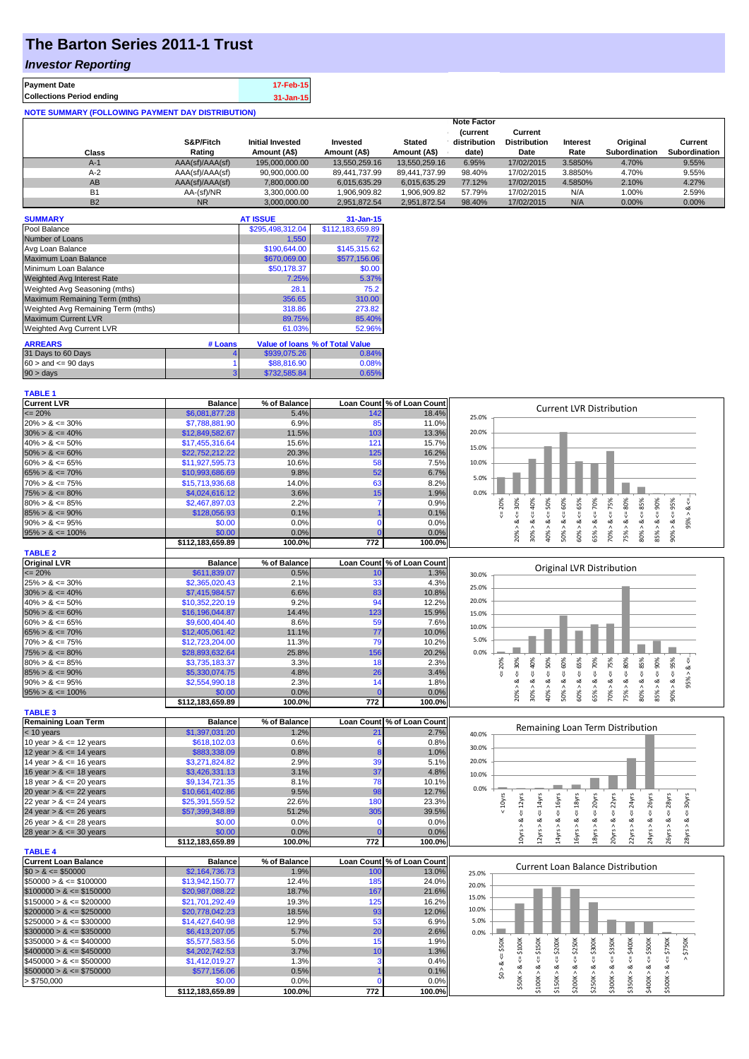# The Barton Series 2011-1 Trust

## *Investor Reporting*

| **Payment Date** | **17-Feb-15** |
|---|---|
| **Collections Period ending** | **31-Jan-15** |

**NOTE SUMMARY (FOLLOWING PAYMENT DAY DISTRIBUTION)**

| Class | S&P/Fitch Rating | Initial Invested Amount (A$) | Invested Amount (A$) | Stated Amount (A$) | Note Factor (current distribution date) | Current Distribution Date | Interest Rate | Original Subordination | Current Subordination |
|---|---|---|---|---|---|---|---|---|---|
| A-1 | AAA(sf)/AAA(sf) | 195,000,000.00 | 13,550,259.16 | 13,550,259.16 | 6.95% | 17/02/2015 | 3.5850% | 4.70% | 9.55% |
| A-2 | AAA(sf)/AAA(sf) | 90,900,000.00 | 89,441,737.99 | 89,441,737.99 | 98.40% | 17/02/2015 | 3.8850% | 4.70% | 9.55% |
| AB | AAA(sf)/AAA(sf) | 7,800,000.00 | 6,015,635.29 | 6,015,635.29 | 77.12% | 17/02/2015 | 4.5850% | 2.10% | 4.27% |
| B1 | AA-(sf)/NR | 3,300,000.00 | 1,906,909.82 | 1,906,909.82 | 57.79% | 17/02/2015 | N/A | 1.00% | 2.59% |
| B2 | NR | 3,000,000.00 | 2,951,872.54 | 2,951,872.54 | 98.40% | 17/02/2015 | N/A | 0.00% | 0.00% |

| **SUMMARY** | **AT ISSUE** | **31-Jan-15** |
|---|---|---|
| Pool Balance | $295,498,312.04 | $112,183,659.89 |
| Number of Loans | 1,550 | 772 |
| Avg Loan Balance | $190,644.00 | $145,315.62 |
| Maximum Loan Balance | $670,069.00 | $577,156.06 |
| Minimum Loan Balance | $50,178.37 | $0.00 |
| Weighted Avg Interest Rate | 7.25% | 5.37% |
| Weighted Avg Seasoning (mths) | 28.1 | 75.2 |
| Maximum Remaining Term (mths) | 356.65 | 310.00 |
| Weighted Avg Remaining Term (mths) | 318.86 | 273.82 |
| Maximum Current LVR | 89.75% | 85.40% |
| Weighted Avg Current LVR | 61.03% | 52.96% |

| **ARREARS** | **# Loans** | **Value of loans** | **% of Total Value** |
|---|---|---|---|
| 31 Days to 60 Days | 4 | $939,075.26 | 0.84% |
| 60 > and <= 90 days | 1 | $88,816.90 | 0.08% |
| 90 > days | 3 | $732,585.84 | 0.65% |

**TABLE 1**

| Current LVR | Balance | % of Balance | Loan Count | % of Loan Count |
|---|---|---|---|---|
| <= 20% | $6,081,877.28 | 5.4% | 142 | 18.4% |
| 20% > & <= 30% | $7,788,881.90 | 6.9% | 85 | 11.0% |
| 30% > & <= 40% | $12,849,582.67 | 11.5% | 103 | 13.3% |
| 40% > & <= 50% | $17,455,316.64 | 15.6% | 121 | 15.7% |
| 50% > & <= 60% | $22,752,212.22 | 20.3% | 125 | 16.2% |
| 60% > & <= 65% | $11,927,595.73 | 10.6% | 58 | 7.5% |
| 65% > & <= 70% | $10,993,686.69 | 9.8% | 52 | 6.7% |
| 70% > & <= 75% | $15,713,936.68 | 14.0% | 63 | 8.2% |
| 75% > & <= 80% | $4,024,616.12 | 3.6% | 15 | 1.9% |
| 80% > & <= 85% | $2,467,897.03 | 2.2% | 7 | 0.9% |
| 85% > & <= 90% | $128,056.93 | 0.1% | 1 | 0.1% |
| 90% > & <= 95% | $0.00 | 0.0% | 0 | 0.0% |
| 95% > & <= 100% | $0.00 | 0.0% | 0 | 0.0% |
| | $112,183,659.89 | 100.0% | 772 | 100.0% |

**TABLE 2**

| Original LVR | Balance | % of Balance | Loan Count | % of Loan Count |
|---|---|---|---|---|
| <= 20% | $611,839.07 | 0.5% | 10 | 1.3% |
| 25% > & <= 30% | $2,365,020.43 | 2.1% | 33 | 4.3% |
| 30% > & <= 40% | $7,415,984.57 | 6.6% | 83 | 10.8% |
| 40% > & <= 50% | $10,352,220.19 | 9.2% | 94 | 12.2% |
| 50% > & <= 60% | $16,196,044.87 | 14.4% | 123 | 15.9% |
| 60% > & <= 65% | $9,600,404.40 | 8.6% | 59 | 7.6% |
| 65% > & <= 70% | $12,405,061.42 | 11.1% | 77 | 10.0% |
| 70% > & <= 75% | $12,723,204.00 | 11.3% | 79 | 10.2% |
| 75% > & <= 80% | $28,893,632.64 | 25.8% | 156 | 20.2% |
| 80% > & <= 85% | $3,735,183.37 | 3.3% | 18 | 2.3% |
| 85% > & <= 90% | $5,330,074.75 | 4.8% | 26 | 3.4% |
| 90% > & <= 95% | $2,554,990.18 | 2.3% | 14 | 1.8% |
| 95% > & <= 100% | $0.00 | 0.0% | 0 | 0.0% |
| | $112,183,659.89 | 100.0% | 772 | 100.0% |

**TABLE 3**

| Remaining Loan Term | Balance | % of Balance | Loan Count | % of Loan Count |
|---|---|---|---|---|
| < 10 years | $1,397,031.20 | 1.2% | 21 | 2.7% |
| 10 year > & <= 12 years | $618,102.03 | 0.6% | 6 | 0.8% |
| 12 year > & <= 14 years | $883,338.09 | 0.8% | 8 | 1.0% |
| 14 year > & <= 16 years | $3,271,824.82 | 2.9% | 39 | 5.1% |
| 16 year > & <= 18 years | $3,426,331.13 | 3.1% | 37 | 4.8% |
| 18 year > & <= 20 years | $9,134,721.35 | 8.1% | 78 | 10.1% |
| 20 year > & <= 22 years | $10,661,402.86 | 9.5% | 98 | 12.7% |
| 22 year > & <= 24 years | $25,391,559.52 | 22.6% | 180 | 23.3% |
| 24 year > & <= 26 years | $57,399,348.89 | 51.2% | 305 | 39.5% |
| 26 year > & <= 28 years | $0.00 | 0.0% | 0 | 0.0% |
| 28 year > & <= 30 years | $0.00 | 0.0% | 0 | 0.0% |
| | $112,183,659.89 | 100.0% | 772 | 100.0% |

**TABLE 4**

| Current Loan Balance | Balance | % of Balance | Loan Count | % of Loan Count |
|---|---|---|---|---|
| $0 > & <= $50000 | $2,164,736.73 | 1.9% | 100 | 13.0% |
| $50000 > & <= $100000 | $13,942,150.77 | 12.4% | 185 | 24.0% |
| $100000 > & <= $150000 | $20,987,088.22 | 18.7% | 167 | 21.6% |
| $150000 > & <= $200000 | $21,701,292.49 | 19.3% | 125 | 16.2% |
| $200000 > & <= $250000 | $20,778,042.23 | 18.5% | 93 | 12.0% |
| $250000 > & <= $300000 | $14,427,640.98 | 12.9% | 53 | 6.9% |
| $300000 > & <= $350000 | $6,413,207.05 | 5.7% | 20 | 2.6% |
| $350000 > & <= $400000 | $5,577,583.56 | 5.0% | 15 | 1.9% |
| $400000 > & <= $450000 | $4,202,742.53 | 3.7% | 10 | 1.3% |
| $450000 > & <= $500000 | $1,412,019.27 | 1.3% | 3 | 0.4% |
| $500000 > & <= $750000 | $577,156.06 | 0.5% | 1 | 0.1% |
| > $750,000 | $0.00 | 0.0% | 0 | 0.0% |
| | $112,183,659.89 | 100.0% | 772 | 100.0% |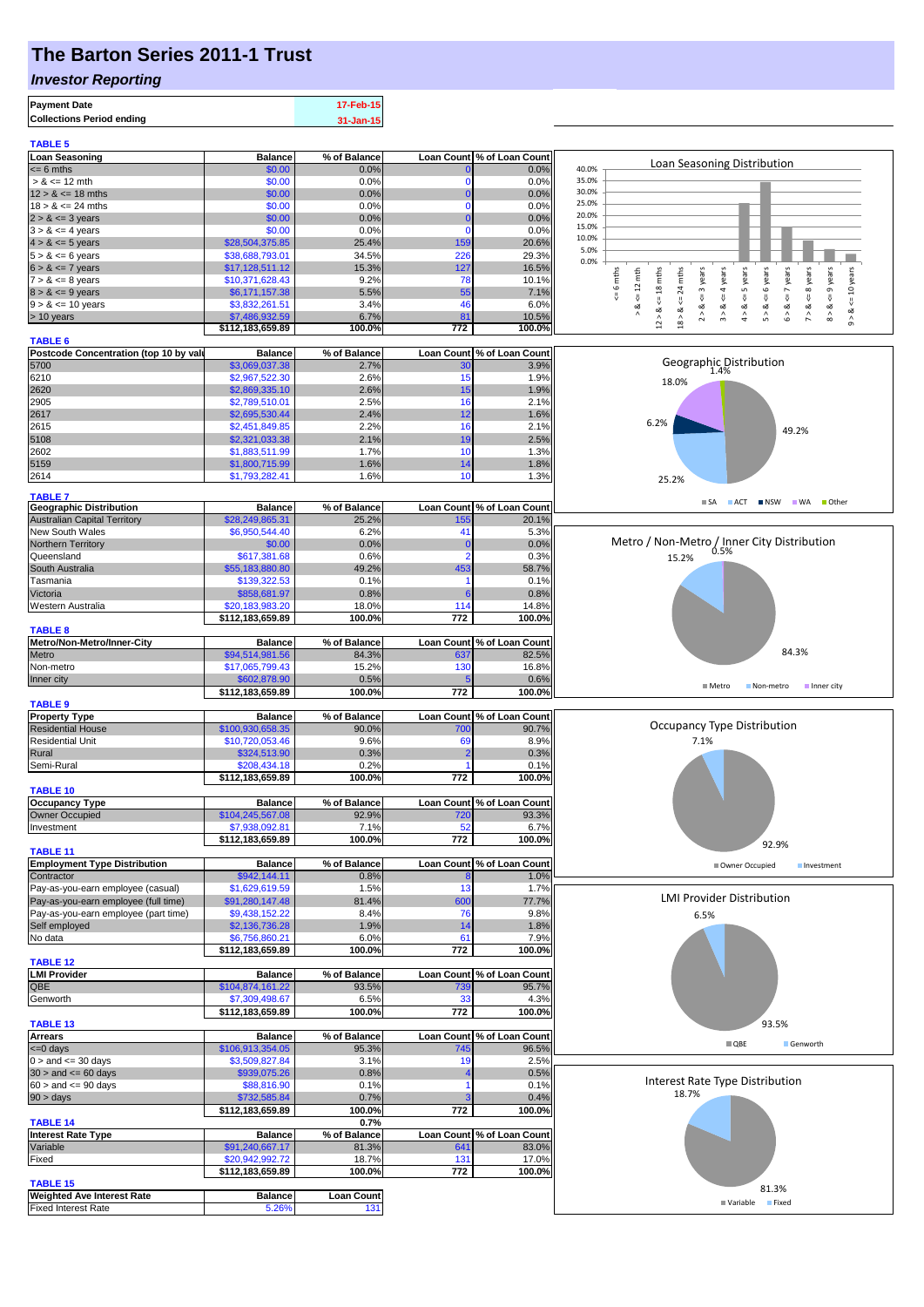# The Barton Series 2011-1 Trust

## *Investor Reporting*

| | |
|---|---|
| **Payment Date** | **17-Feb-15** |
| **Collections Period ending** | **31-Jan-15** |

**TABLE 5**

| Loan Seasoning | Balance | % of Balance | Loan Count | % of Loan Count |
|---|---|---|---|---|
| <= 6 mths | $0.00 | 0.0% | 0 | 0.0% |
| > & <= 12 mth | $0.00 | 0.0% | 0 | 0.0% |
| 12 > & <= 18 mths | $0.00 | 0.0% | 0 | 0.0% |
| 18 > & <= 24 mths | $0.00 | 0.0% | 0 | 0.0% |
| 2 > & <= 3 years | $0.00 | 0.0% | 0 | 0.0% |
| 3 > & <= 4 years | $0.00 | 0.0% | 0 | 0.0% |
| 4 > & <= 5 years | $28,504,375.85 | 25.4% | 159 | 20.6% |
| 5 > & <= 6 years | $38,688,793.01 | 34.5% | 226 | 29.3% |
| 6 > & <= 7 years | $17,128,511.12 | 15.3% | 127 | 16.5% |
| 7 > & <= 8 years | $10,371,628.43 | 9.2% | 78 | 10.1% |
| 8 > & <= 9 years | $6,171,157.38 | 5.5% | 55 | 7.1% |
| 9 > & <= 10 years | $3,832,261.51 | 3.4% | 46 | 6.0% |
| > 10 years | $7,486,932.59 | 6.7% | 81 | 10.5% |
| | **$112,183,659.89** | **100.0%** | **772** | **100.0%** |

Loan Seasoning Distribution
40.0%
35.0%
30.0%
25.0%
20.0%
15.0%
10.0%
5.0%
0.0%
<= 6 mths
> & <= 12 mth
12 > & <= 18 mths
18 > & <= 24 mths
2 > & <= 3 years
3 > & <= 4 years
4 > & <= 5 years
5 > & <= 6 years
6 > & <= 7 years
7 > & <= 8 years
8 > & <= 9 years
9 > & <= 10 years

**TABLE 6**

| Postcode Concentration (top 10 by value) | Balance | % of Balance | Loan Count | % of Loan Count |
|---|---|---|---|---|
| 5700 | $3,069,037.38 | 2.7% | 30 | 3.9% |
| 6210 | $2,967,522.30 | 2.6% | 15 | 1.9% |
| 2620 | $2,869,335.10 | 2.6% | 15 | 1.9% |
| 2905 | $2,789,510.01 | 2.5% | 16 | 2.1% |
| 2617 | $2,695,530.44 | 2.4% | 12 | 1.6% |
| 2615 | $2,451,849.85 | 2.2% | 16 | 2.1% |
| 5108 | $2,321,033.38 | 2.1% | 19 | 2.5% |
| 2602 | $1,883,511.99 | 1.7% | 10 | 1.3% |
| 5159 | $1,800,715.99 | 1.6% | 14 | 1.8% |
| 2614 | $1,793,282.41 | 1.6% | 10 | 1.3% |

Geographic Distribution
1.4%
18.0%
6.2%
49.2%
25.2%
SA ACT NSW WA Other

**TABLE 7**

| Geographic Distribution | Balance | % of Balance | Loan Count | % of Loan Count |
|---|---|---|---|---|
| Australian Capital Territory | $28,249,865.31 | 25.2% | 155 | 20.1% |
| New South Wales | $6,950,544.40 | 6.2% | 41 | 5.3% |
| Northern Territory | $0.00 | 0.0% | 0 | 0.0% |
| Queensland | $617,381.68 | 0.6% | 2 | 0.3% |
| South Australia | $55,183,880.80 | 49.2% | 453 | 58.7% |
| Tasmania | $139,322.53 | 0.1% | 1 | 0.1% |
| Victoria | $858,681.97 | 0.8% | 6 | 0.8% |
| Western Australia | $20,183,983.20 | 18.0% | 114 | 14.8% |
| | **$112,183,659.89** | **100.0%** | **772** | **100.0%** |

Metro / Non-Metro / Inner City Distribution
0.5%
15.2%
84.3%
Metro Non-metro Inner city

**TABLE 8**

| Metro/Non-Metro/Inner-City | Balance | % of Balance | Loan Count | % of Loan Count |
|---|---|---|---|---|
| Metro | $94,514,981.56 | 84.3% | 637 | 82.5% |
| Non-metro | $17,065,799.43 | 15.2% | 130 | 16.8% |
| Inner city | $602,878.90 | 0.5% | 5 | 0.6% |
| | **$112,183,659.89** | **100.0%** | **772** | **100.0%** |

**TABLE 9**

| Property Type | Balance | % of Balance | Loan Count | % of Loan Count |
|---|---|---|---|---|
| Residential House | $100,930,658.35 | 90.0% | 700 | 90.7% |
| Residential Unit | $10,720,053.46 | 9.6% | 69 | 8.9% |
| Rural | $324,513.90 | 0.3% | 2 | 0.3% |
| Semi-Rural | $208,434.18 | 0.2% | 1 | 0.1% |
| | **$112,183,659.89** | **100.0%** | **772** | **100.0%** |

Occupancy Type Distribution
7.1%
92.9%
Owner Occupied Investment

**TABLE 10**

| Occupancy Type | Balance | % of Balance | Loan Count | % of Loan Count |
|---|---|---|---|---|
| Owner Occupied | $104,245,567.08 | 92.9% | 720 | 93.3% |
| Investment | $7,938,092.81 | 7.1% | 52 | 6.7% |
| | **$112,183,659.89** | **100.0%** | **772** | **100.0%** |

**TABLE 11**

| Employment Type Distribution | Balance | % of Balance | Loan Count | % of Loan Count |
|---|---|---|---|---|
| Contractor | $942,144.11 | 0.8% | 8 | 1.0% |
| Pay-as-you-earn employee (casual) | $1,629,619.59 | 1.5% | 13 | 1.7% |
| Pay-as-you-earn employee (full time) | $91,280,147.48 | 81.4% | 600 | 77.7% |
| Pay-as-you-earn employee (part time) | $9,438,152.22 | 8.4% | 76 | 9.8% |
| Self employed | $2,136,736.28 | 1.9% | 14 | 1.8% |
| No data | $6,756,860.21 | 6.0% | 61 | 7.9% |
| | **$112,183,659.89** | **100.0%** | **772** | **100.0%** |

LMI Provider Distribution
6.5%
93.5%
QBE Genworth

**TABLE 12**

| LMI Provider | Balance | % of Balance | Loan Count | % of Loan Count |
|---|---|---|---|---|
| QBE | $104,874,161.22 | 93.5% | 739 | 95.7% |
| Genworth | $7,309,498.67 | 6.5% | 33 | 4.3% |
| | **$112,183,659.89** | **100.0%** | **772** | **100.0%** |

**TABLE 13**

| Arrears | Balance | % of Balance | Loan Count | % of Loan Count |
|---|---|---|---|---|
| <=0 days | $106,913,354.05 | 95.3% | 745 | 96.5% |
| 0 > and <= 30 days | $3,509,827.84 | 3.1% | 19 | 2.5% |
| 30 > and <= 60 days | $939,075.26 | 0.8% | 4 | 0.5% |
| 60 > and <= 90 days | $88,816.90 | 0.1% | 1 | 0.1% |
| 90 > days | $732,585.84 | 0.7% | 3 | 0.4% |
| | **$112,183,659.89** | **100.0%** | **772** | **100.0%** |
| | | **0.7%** | | |

Interest Rate Type Distribution
18.7%
81.3%
Variable Fixed

**TABLE 14**

| Interest Rate Type | Balance | % of Balance | Loan Count | % of Loan Count |
|---|---|---|---|---|
| Variable | $91,240,667.17 | 81.3% | 641 | 83.0% |
| Fixed | $20,942,992.72 | 18.7% | 131 | 17.0% |
| | **$112,183,659.89** | **100.0%** | **772** | **100.0%** |

**TABLE 15**

| Weighted Ave Interest Rate | Balance | Loan Count |
|---|---|---|
| Fixed Interest Rate | 5.26% | 131 |